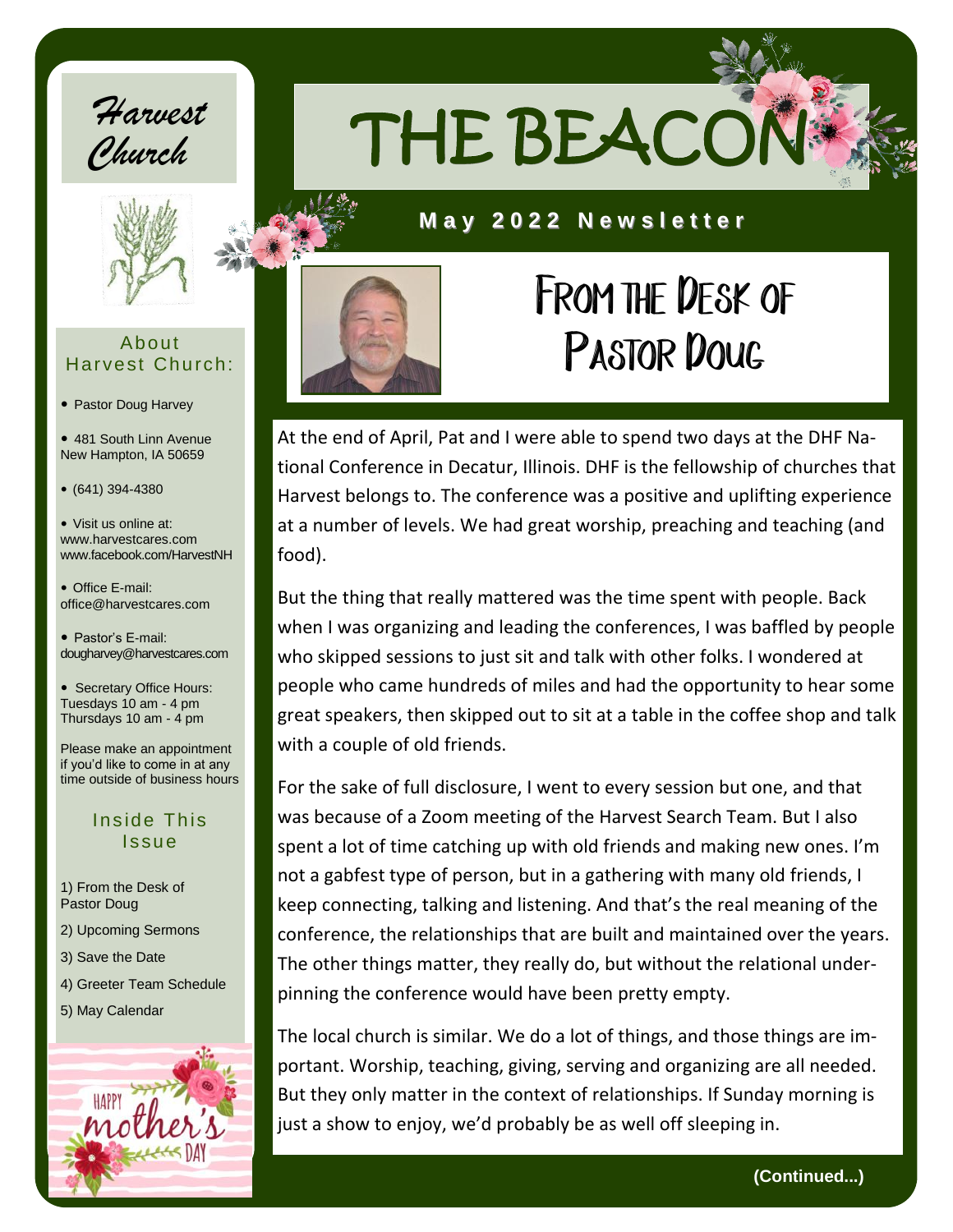# THE BEACON

**May 2022 Newsletter**

## From the Desk of Pastor Doug

At the end of April, Pat and I were able to spend two days at the DHF National Conference in Decatur, Illinois. DHF is the fellowship of churches that Harvest belongs to. The conference was a positive and uplifting experience at a number of levels. We had great worship, preaching and teaching (and food).

But the thing that really mattered was the time spent with people. Back when I was organizing and leading the conferences, I was baffled by people who skipped sessions to just sit and talk with other folks. I wondered at people who came hundreds of miles and had the opportunity to hear some great speakers, then skipped out to sit at a table in the coffee shop and talk with a couple of old friends.

For the sake of full disclosure, I went to every session but one, and that was because of a Zoom meeting of the Harvest Search Team. But I also spent a lot of time catching up with old friends and making new ones. I'm not a gabfest type of person, but in a gathering with many old friends, I keep connecting, talking and listening. And that's the real meaning of the conference, the relationships that are built and maintained over the years. The other things matter, they really do, but without the relational underpinning the conference would have been pretty empty.

The local church is similar. We do a lot of things, and those things are important. Worship, teaching, giving, serving and organizing are all needed. But they only matter in the context of relationships. If Sunday morning is just a show to enjoy, we'd probably be as well off sleeping in.

**(Continued...)**

*Harvest Church*

### About Harvest Church:

- Pastor Doug Harvey
- 481 South Linn Avenue New Hampton, IA 50659
- (641) 394-4380
- Visit us online at: www.harvestcares.com www.facebook.com/HarvestNH
- Office E-mail: office@harvestcares.com
- Pastor's E-mail: dougharvey@harvestcares.com
- Secretary Office Hours: Tuesdays 10 am - 4 pm Thursdays 10 am - 4 pm

Please make an appointment if you'd like to come in at any time outside of business hours

### Inside This Issue

1) From the Desk of Pastor Doug
2) Upcoming Sermons
3) Save the Date
4) Greeter Team Schedule
5) May Calendar

HAPPY mother's DAY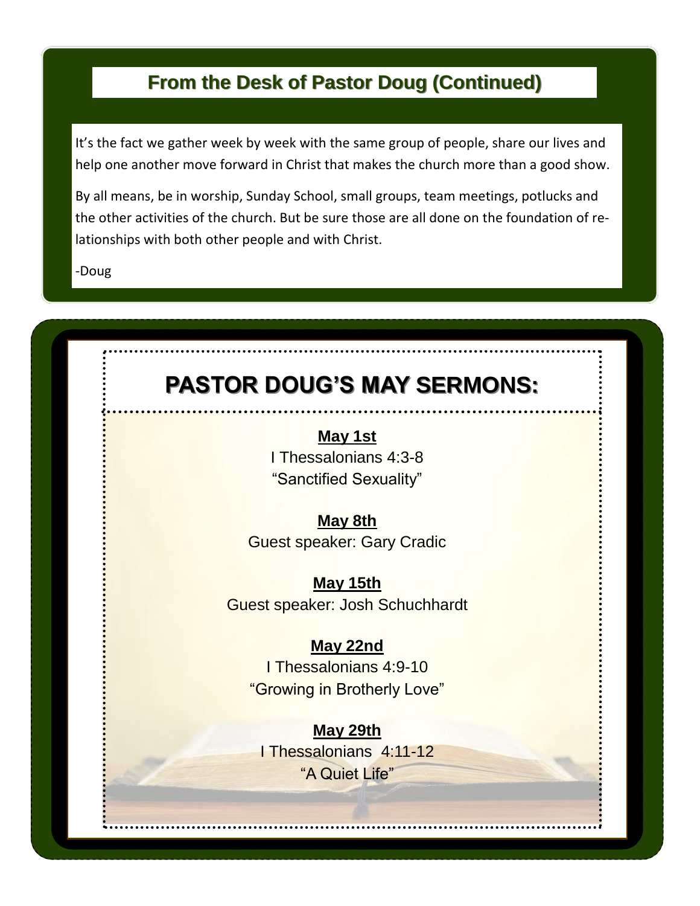## From the Desk of Pastor Doug (Continued)

It's the fact we gather week by week with the same group of people, share our lives and help one another move forward in Christ that makes the church more than a good show.

By all means, be in worship, Sunday School, small groups, team meetings, potlucks and the other activities of the church. But be sure those are all done on the foundation of relationships with both other people and with Christ.

-Doug

# PASTOR DOUG'S MAY SERMONS:

**May 1st**
I Thessalonians 4:3-8
"Sanctified Sexuality"

**May 8th**
Guest speaker: Gary Cradic

**May 15th**
Guest speaker: Josh Schuchhardt

**May 22nd**
I Thessalonians 4:9-10
"Growing in Brotherly Love"

**May 29th**
I Thessalonians 4:11-12
"A Quiet Life"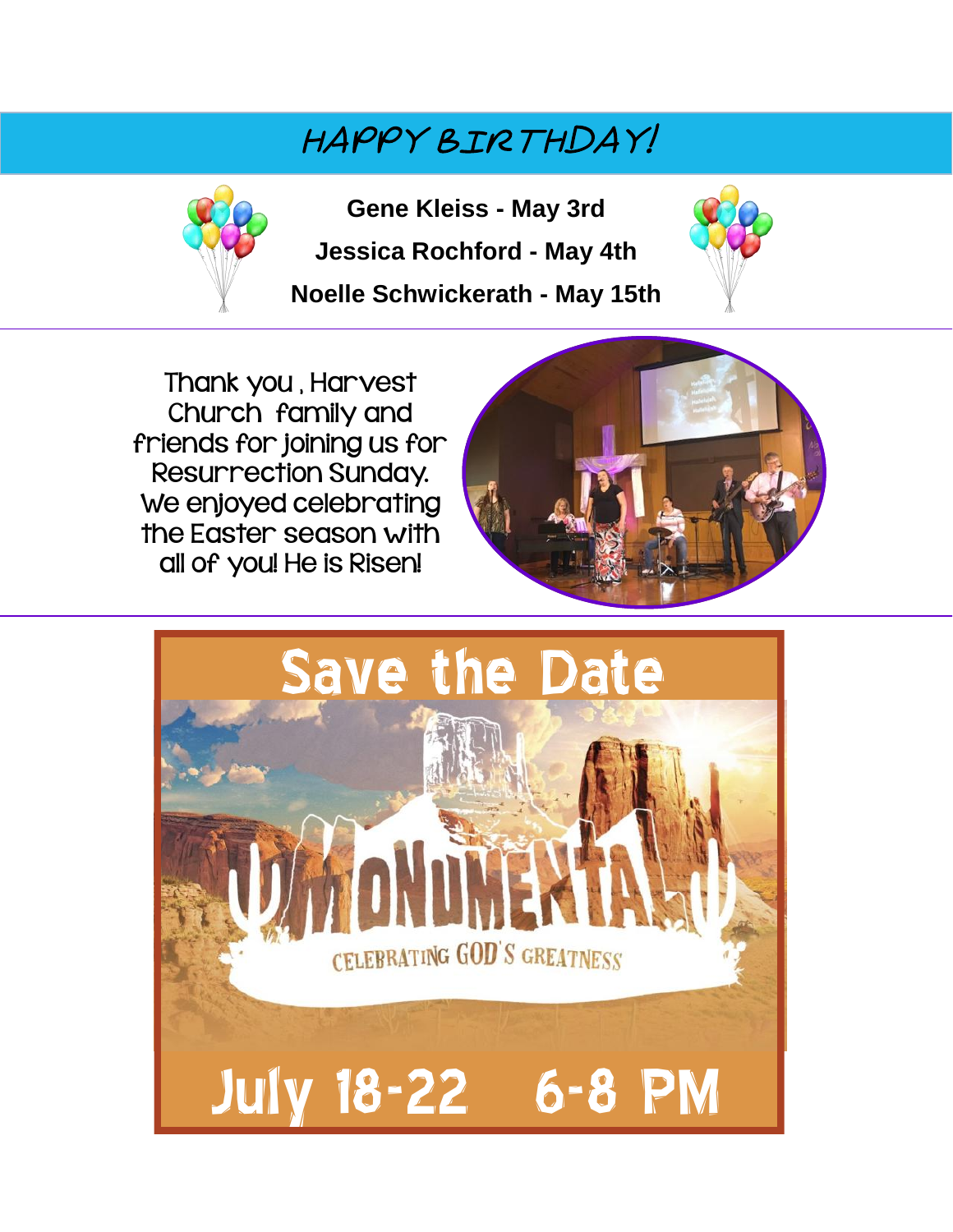## HAPPY BIRTHDAY!

**Gene Kleiss - May 3rd**

**Jessica Rochford - May 4th**

**Noelle Schwickerath - May 15th**

Thank you , Harvest Church family and friends for joining us for Resurrection Sunday. We enjoyed celebrating the Easter season with all of you! He is Risen!

## Save the Date

MONUMENTAL

CELEBRATING GOD'S GREATNESS

July 18-22 6-8 PM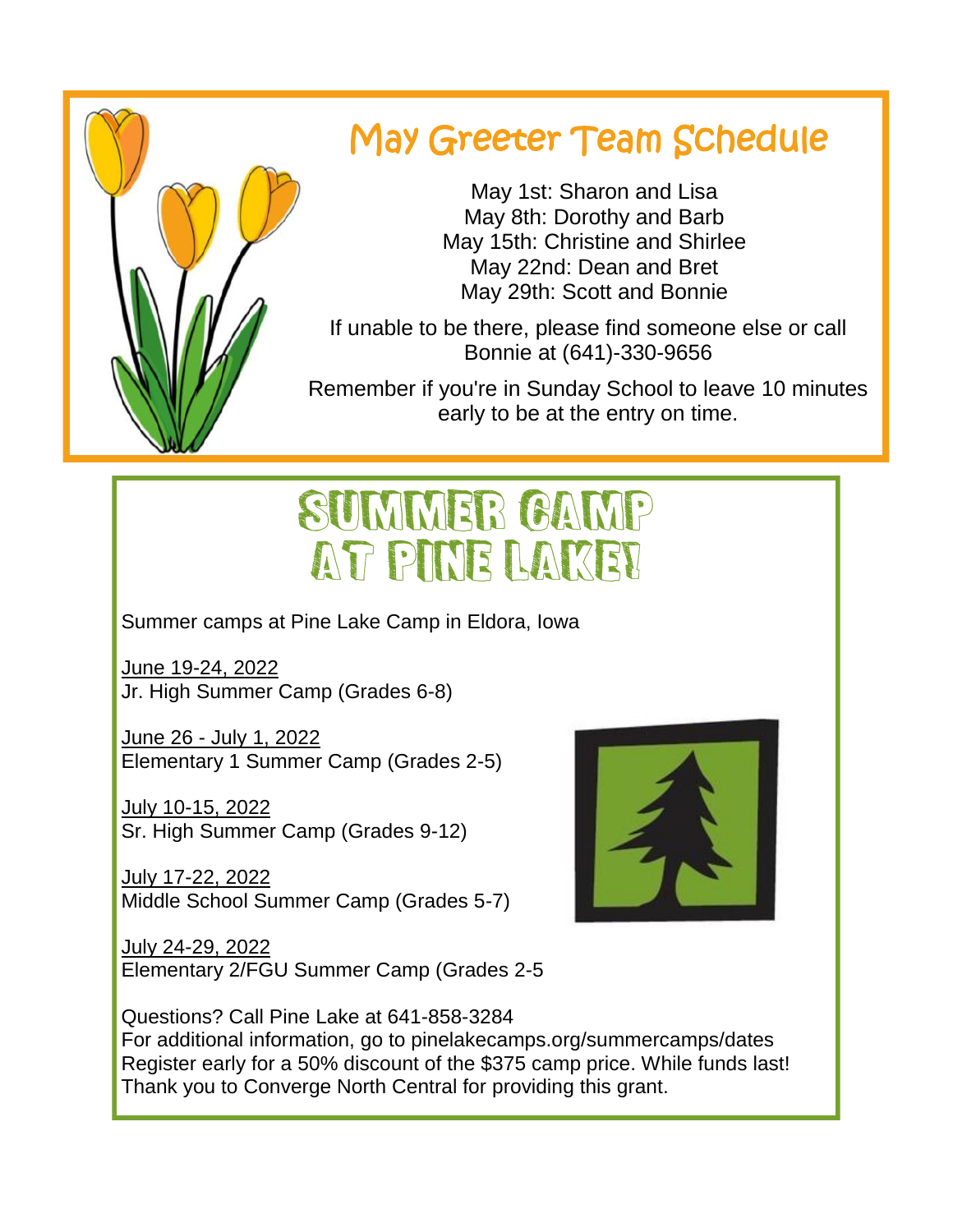# May Greeter Team Schedule

May 1st: Sharon and Lisa
May 8th: Dorothy and Barb
May 15th: Christine and Shirlee
May 22nd: Dean and Bret
May 29th: Scott and Bonnie

If unable to be there, please find someone else or call Bonnie at (641)-330-9656

Remember if you're in Sunday School to leave 10 minutes early to be at the entry on time.

# SUMMER CAMP AT PINE LAKE!

Summer camps at Pine Lake Camp in Eldora, Iowa

June 19-24, 2022
Jr. High Summer Camp (Grades 6-8)

June 26 - July 1, 2022
Elementary 1 Summer Camp (Grades 2-5)

July 10-15, 2022
Sr. High Summer Camp (Grades 9-12)

July 17-22, 2022
Middle School Summer Camp (Grades 5-7)

July 24-29, 2022
Elementary 2/FGU Summer Camp (Grades 2-5

Questions? Call Pine Lake at 641-858-3284
For additional information, go to pinelakecamps.org/summercamps/dates
Register early for a 50% discount of the $375 camp price. While funds last!
Thank you to Converge North Central for providing this grant.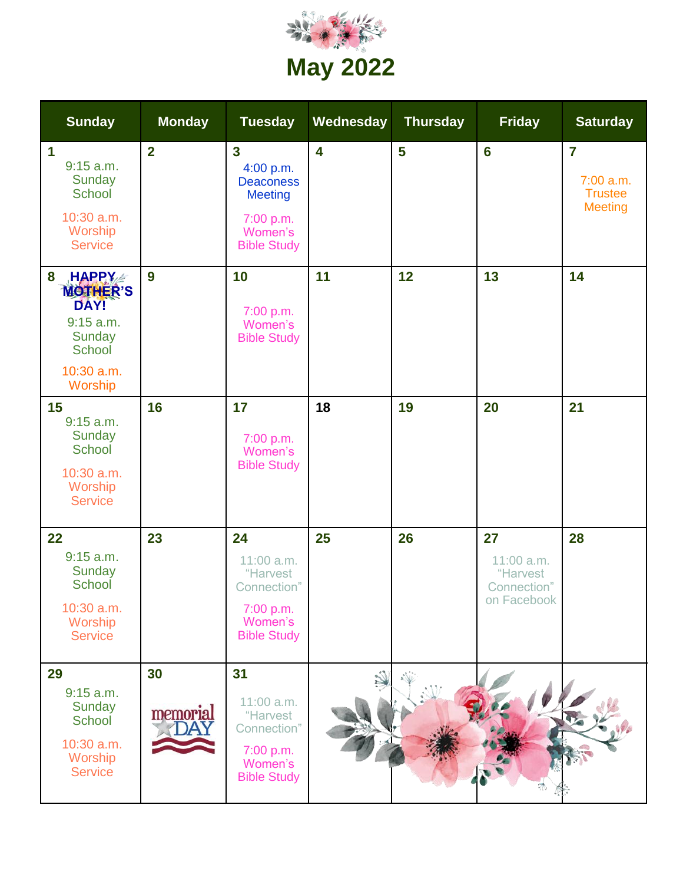# May 2022

| Sunday | Monday | Tuesday | Wednesday | Thursday | Friday | Saturday |
|---|---|---|---|---|---|---|
| **1** 9:15 a.m. Sunday School 10:30 a.m. Worship Service | **2** | **3** 4:00 p.m. Deaconess Meeting 7:00 p.m. Women's Bible Study | **4** | **5** | **6** | **7** 7:00 a.m. Trustee Meeting |
| **8** HAPPY MOTHER'S DAY! 9:15 a.m. Sunday School 10:30 a.m. Worship | **9** | **10** 7:00 p.m. Women's Bible Study | **11** | **12** | **13** | **14** |
| **15** 9:15 a.m. Sunday School 10:30 a.m. Worship Service | **16** | **17** 7:00 p.m. Women's Bible Study | **18** | **19** | **20** | **21** |
| **22** 9:15 a.m. Sunday School 10:30 a.m. Worship Service | **23** | **24** 11:00 a.m. "Harvest Connection" 7:00 p.m. Women's Bible Study | **25** | **26** | **27** 11:00 a.m. "Harvest Connection" on Facebook | **28** |
| **29** 9:15 a.m. Sunday School 10:30 a.m. Worship Service | **30** memorial DAY | **31** 11:00 a.m. "Harvest Connection" 7:00 p.m. Women's Bible Study | | | | |